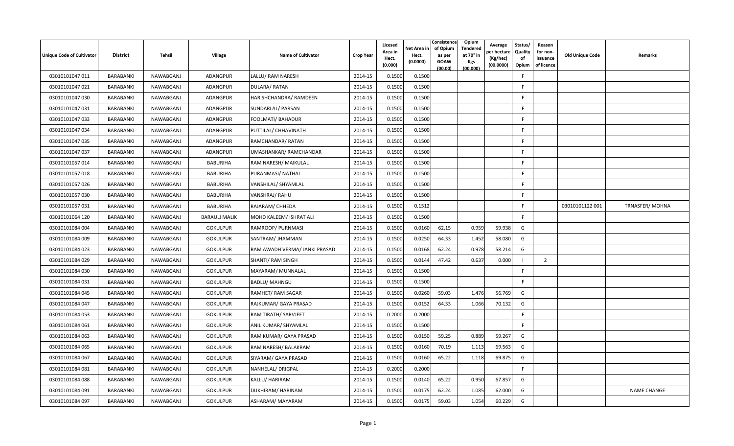| Unique Code of Cultivator | District | Tehsil | Village | Name of Cultivator | Crop Year | Licesed Area in Hect. (0.000) | Net Area in Hect. (0.0000) | Consistence of Opium as per GOAW (00.00) | Opium Tendered at 70° in Kgs (00.000) | Average per hectare (Kg/hec) (00.0000) | Status/ Quality of Opium | Reason for non-issuance of licence | Old Unique Code | Remarks |
|---|---|---|---|---|---|---|---|---|---|---|---|---|---|---|
| 03010101047 011 | BARABANKI | NAWABGANJ | ADANGPUR | LALLU/ RAM NARESH | 2014-15 | 0.1500 | 0.1500 | | | | F | | | |
| 03010101047 021 | BARABANKI | NAWABGANJ | ADANGPUR | DULARA/ RATAN | 2014-15 | 0.1500 | 0.1500 | | | | F | | | |
| 03010101047 030 | BARABANKI | NAWABGANJ | ADANGPUR | HARISHCHANDRA/ RAMDEEN | 2014-15 | 0.1500 | 0.1500 | | | | F | | | |
| 03010101047 031 | BARABANKI | NAWABGANJ | ADANGPUR | SUNDARLAL/ PARSAN | 2014-15 | 0.1500 | 0.1500 | | | | F | | | |
| 03010101047 033 | BARABANKI | NAWABGANJ | ADANGPUR | FOOLMATI/ BAHADUR | 2014-15 | 0.1500 | 0.1500 | | | | F | | | |
| 03010101047 034 | BARABANKI | NAWABGANJ | ADANGPUR | PUTTILAL/ CHHAVINATH | 2014-15 | 0.1500 | 0.1500 | | | | F | | | |
| 03010101047 035 | BARABANKI | NAWABGANJ | ADANGPUR | RAMCHANDAR/ RATAN | 2014-15 | 0.1500 | 0.1500 | | | | F | | | |
| 03010101047 037 | BARABANKI | NAWABGANJ | ADANGPUR | UMASHANKAR/ RAMCHANDAR | 2014-15 | 0.1500 | 0.1500 | | | | F | | | |
| 03010101057 014 | BARABANKI | NAWABGANJ | BABURIHA | RAM NARESH/ MAIKULAL | 2014-15 | 0.1500 | 0.1500 | | | | F | | | |
| 03010101057 018 | BARABANKI | NAWABGANJ | BABURIHA | PURANMASI/ NATHAI | 2014-15 | 0.1500 | 0.1500 | | | | F | | | |
| 03010101057 026 | BARABANKI | NAWABGANJ | BABURIHA | VANSHILAL/ SHYAMLAL | 2014-15 | 0.1500 | 0.1500 | | | | F | | | |
| 03010101057 030 | BARABANKI | NAWABGANJ | BABURIHA | VANSHRAJ/ RAHU | 2014-15 | 0.1500 | 0.1500 | | | | F | | | |
| 03010101057 031 | BARABANKI | NAWABGANJ | BABURIHA | RAJARAM/ CHHEDA | 2014-15 | 0.1500 | 0.1512 | | | | F | | 03010101122 001 | TRNASFER/ MOHNA |
| 03010101064 120 | BARABANKI | NAWABGANJ | BARAULI MALIK | MOHD KALEEM/ ISHRAT ALI | 2014-15 | 0.1500 | 0.1500 | | | | F | | | |
| 03010101084 004 | BARABANKI | NAWABGANJ | GOKULPUR | RAMROOP/ PURNMASI | 2014-15 | 0.1500 | 0.0160 | 62.15 | 0.959 | 59.938 | G | | | |
| 03010101084 009 | BARABANKI | NAWABGANJ | GOKULPUR | SANTRAM/ JHAMMAN | 2014-15 | 0.1500 | 0.0250 | 64.33 | 1.452 | 58.080 | G | | | |
| 03010101084 023 | BARABANKI | NAWABGANJ | GOKULPUR | RAM AWADH VERMA/ JANKI PRASAD | 2014-15 | 0.1500 | 0.0168 | 62.24 | 0.978 | 58.214 | G | | | |
| 03010101084 029 | BARABANKI | NAWABGANJ | GOKULPUR | SHANTI/ RAM SINGH | 2014-15 | 0.1500 | 0.0144 | 47.42 | 0.637 | 0.000 | I | 2 | | |
| 03010101084 030 | BARABANKI | NAWABGANJ | GOKULPUR | MAYARAM/ MUNNALAL | 2014-15 | 0.1500 | 0.1500 | | | | F | | | |
| 03010101084 031 | BARABANKI | NAWABGANJ | GOKULPUR | BADLU/ MAHNGU | 2014-15 | 0.1500 | 0.1500 | | | | F | | | |
| 03010101084 045 | BARABANKI | NAWABGANJ | GOKULPUR | RAMHET/ RAM SAGAR | 2014-15 | 0.1500 | 0.0260 | 59.03 | 1.476 | 56.769 | G | | | |
| 03010101084 047 | BARABANKI | NAWABGANJ | GOKULPUR | RAJKUMAR/ GAYA PRASAD | 2014-15 | 0.1500 | 0.0152 | 64.33 | 1.066 | 70.132 | G | | | |
| 03010101084 053 | BARABANKI | NAWABGANJ | GOKULPUR | RAM TIRATH/ SARVJEET | 2014-15 | 0.2000 | 0.2000 | | | | F | | | |
| 03010101084 061 | BARABANKI | NAWABGANJ | GOKULPUR | ANIL KUMAR/ SHYAMLAL | 2014-15 | 0.1500 | 0.1500 | | | | F | | | |
| 03010101084 063 | BARABANKI | NAWABGANJ | GOKULPUR | RAM KUMAR/ GAYA PRASAD | 2014-15 | 0.1500 | 0.0150 | 59.25 | 0.889 | 59.267 | G | | | |
| 03010101084 065 | BARABANKI | NAWABGANJ | GOKULPUR | RAM NARESH/ BALAKRAM | 2014-15 | 0.1500 | 0.0160 | 70.19 | 1.113 | 69.563 | G | | | |
| 03010101084 067 | BARABANKI | NAWABGANJ | GOKULPUR | SIYARAM/ GAYA PRASAD | 2014-15 | 0.1500 | 0.0160 | 65.22 | 1.118 | 69.875 | G | | | |
| 03010101084 081 | BARABANKI | NAWABGANJ | GOKULPUR | NANHELAL/ DRIGPAL | 2014-15 | 0.2000 | 0.2000 | | | | F | | | |
| 03010101084 088 | BARABANKI | NAWABGANJ | GOKULPUR | KALLU/ HARIRAM | 2014-15 | 0.1500 | 0.0140 | 65.22 | 0.950 | 67.857 | G | | | |
| 03010101084 091 | BARABANKI | NAWABGANJ | GOKULPUR | DUKHIRAM/ HARINAM | 2014-15 | 0.1500 | 0.0175 | 62.24 | 1.085 | 62.000 | G | | | NAME CHANGE |
| 03010101084 097 | BARABANKI | NAWABGANJ | GOKULPUR | ASHARAM/ MAYARAM | 2014-15 | 0.1500 | 0.0175 | 59.03 | 1.054 | 60.229 | G | | | |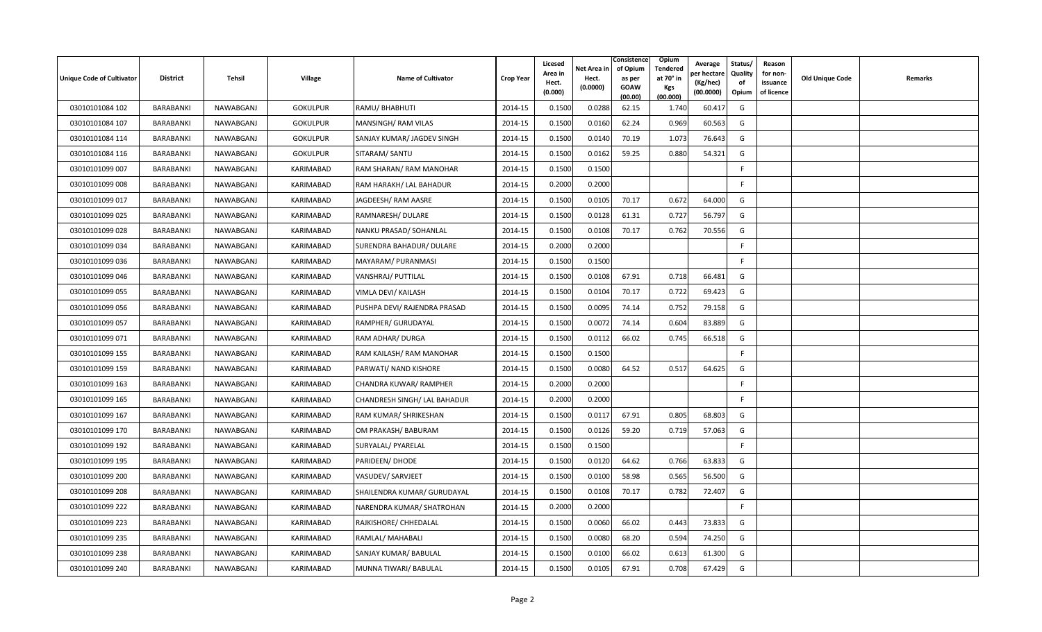| Unique Code of Cultivator | District | Tehsil | Village | Name of Cultivator | Crop Year | Licesed Area in Hect. (0.000) | Net Area in Hect. (0.0000) | Consistence of Opium as per GOAW (00.00) | Opium Tendered at 70° in Kgs (00.000) | Average per hectare (Kg/hec) (00.0000) | Status/ Quality of Opium | Reason for non-issuance of licence | Old Unique Code | Remarks |
|---|---|---|---|---|---|---|---|---|---|---|---|---|---|---|
| 03010101084 102 | BARABANKI | NAWABGANJ | GOKULPUR | RAMU/ BHABHUTI | 2014-15 | 0.1500 | 0.0288 | 62.15 | 1.740 | 60.417 | G | | | |
| 03010101084 107 | BARABANKI | NAWABGANJ | GOKULPUR | MANSINGH/ RAM VILAS | 2014-15 | 0.1500 | 0.0160 | 62.24 | 0.969 | 60.563 | G | | | |
| 03010101084 114 | BARABANKI | NAWABGANJ | GOKULPUR | SANJAY KUMAR/ JAGDEV SINGH | 2014-15 | 0.1500 | 0.0140 | 70.19 | 1.073 | 76.643 | G | | | |
| 03010101084 116 | BARABANKI | NAWABGANJ | GOKULPUR | SITARAM/ SANTU | 2014-15 | 0.1500 | 0.0162 | 59.25 | 0.880 | 54.321 | G | | | |
| 03010101099 007 | BARABANKI | NAWABGANJ | KARIMABAD | RAM SHARAN/ RAM MANOHAR | 2014-15 | 0.1500 | 0.1500 | | | | F | | | |
| 03010101099 008 | BARABANKI | NAWABGANJ | KARIMABAD | RAM HARAKH/ LAL BAHADUR | 2014-15 | 0.2000 | 0.2000 | | | | F | | | |
| 03010101099 017 | BARABANKI | NAWABGANJ | KARIMABAD | JAGDEESH/ RAM AASRE | 2014-15 | 0.1500 | 0.0105 | 70.17 | 0.672 | 64.000 | G | | | |
| 03010101099 025 | BARABANKI | NAWABGANJ | KARIMABAD | RAMNARESH/ DULARE | 2014-15 | 0.1500 | 0.0128 | 61.31 | 0.727 | 56.797 | G | | | |
| 03010101099 028 | BARABANKI | NAWABGANJ | KARIMABAD | NANKU PRASAD/ SOHANLAL | 2014-15 | 0.1500 | 0.0108 | 70.17 | 0.762 | 70.556 | G | | | |
| 03010101099 034 | BARABANKI | NAWABGANJ | KARIMABAD | SURENDRA BAHADUR/ DULARE | 2014-15 | 0.2000 | 0.2000 | | | | F | | | |
| 03010101099 036 | BARABANKI | NAWABGANJ | KARIMABAD | MAYARAM/ PURANMASI | 2014-15 | 0.1500 | 0.1500 | | | | F | | | |
| 03010101099 046 | BARABANKI | NAWABGANJ | KARIMABAD | VANSHRAJ/ PUTTILAL | 2014-15 | 0.1500 | 0.0108 | 67.91 | 0.718 | 66.481 | G | | | |
| 03010101099 055 | BARABANKI | NAWABGANJ | KARIMABAD | VIMLA DEVI/ KAILASH | 2014-15 | 0.1500 | 0.0104 | 70.17 | 0.722 | 69.423 | G | | | |
| 03010101099 056 | BARABANKI | NAWABGANJ | KARIMABAD | PUSHPA DEVI/ RAJENDRA PRASAD | 2014-15 | 0.1500 | 0.0095 | 74.14 | 0.752 | 79.158 | G | | | |
| 03010101099 057 | BARABANKI | NAWABGANJ | KARIMABAD | RAMPHER/ GURUDAYAL | 2014-15 | 0.1500 | 0.0072 | 74.14 | 0.604 | 83.889 | G | | | |
| 03010101099 071 | BARABANKI | NAWABGANJ | KARIMABAD | RAM ADHAR/ DURGA | 2014-15 | 0.1500 | 0.0112 | 66.02 | 0.745 | 66.518 | G | | | |
| 03010101099 155 | BARABANKI | NAWABGANJ | KARIMABAD | RAM KAILASH/ RAM MANOHAR | 2014-15 | 0.1500 | 0.1500 | | | | F | | | |
| 03010101099 159 | BARABANKI | NAWABGANJ | KARIMABAD | PARWATI/ NAND KISHORE | 2014-15 | 0.1500 | 0.0080 | 64.52 | 0.517 | 64.625 | G | | | |
| 03010101099 163 | BARABANKI | NAWABGANJ | KARIMABAD | CHANDRA KUWAR/ RAMPHER | 2014-15 | 0.2000 | 0.2000 | | | | F | | | |
| 03010101099 165 | BARABANKI | NAWABGANJ | KARIMABAD | CHANDRESH SINGH/ LAL BAHADUR | 2014-15 | 0.2000 | 0.2000 | | | | F | | | |
| 03010101099 167 | BARABANKI | NAWABGANJ | KARIMABAD | RAM KUMAR/ SHRIKESHAN | 2014-15 | 0.1500 | 0.0117 | 67.91 | 0.805 | 68.803 | G | | | |
| 03010101099 170 | BARABANKI | NAWABGANJ | KARIMABAD | OM PRAKASH/ BABURAM | 2014-15 | 0.1500 | 0.0126 | 59.20 | 0.719 | 57.063 | G | | | |
| 03010101099 192 | BARABANKI | NAWABGANJ | KARIMABAD | SURYALAL/ PYARELAL | 2014-15 | 0.1500 | 0.1500 | | | | F | | | |
| 03010101099 195 | BARABANKI | NAWABGANJ | KARIMABAD | PARIDEEN/ DHODE | 2014-15 | 0.1500 | 0.0120 | 64.62 | 0.766 | 63.833 | G | | | |
| 03010101099 200 | BARABANKI | NAWABGANJ | KARIMABAD | VASUDEV/ SARVJEET | 2014-15 | 0.1500 | 0.0100 | 58.98 | 0.565 | 56.500 | G | | | |
| 03010101099 208 | BARABANKI | NAWABGANJ | KARIMABAD | SHAILENDRA KUMAR/ GURUDAYAL | 2014-15 | 0.1500 | 0.0108 | 70.17 | 0.782 | 72.407 | G | | | |
| 03010101099 222 | BARABANKI | NAWABGANJ | KARIMABAD | NARENDRA KUMAR/ SHATROHAN | 2014-15 | 0.2000 | 0.2000 | | | | F | | | |
| 03010101099 223 | BARABANKI | NAWABGANJ | KARIMABAD | RAJKISHORE/ CHHEDALAL | 2014-15 | 0.1500 | 0.0060 | 66.02 | 0.443 | 73.833 | G | | | |
| 03010101099 235 | BARABANKI | NAWABGANJ | KARIMABAD | RAMLAL/ MAHABALI | 2014-15 | 0.1500 | 0.0080 | 68.20 | 0.594 | 74.250 | G | | | |
| 03010101099 238 | BARABANKI | NAWABGANJ | KARIMABAD | SANJAY KUMAR/ BABULAL | 2014-15 | 0.1500 | 0.0100 | 66.02 | 0.613 | 61.300 | G | | | |
| 03010101099 240 | BARABANKI | NAWABGANJ | KARIMABAD | MUNNA TIWARI/ BABULAL | 2014-15 | 0.1500 | 0.0105 | 67.91 | 0.708 | 67.429 | G | | | |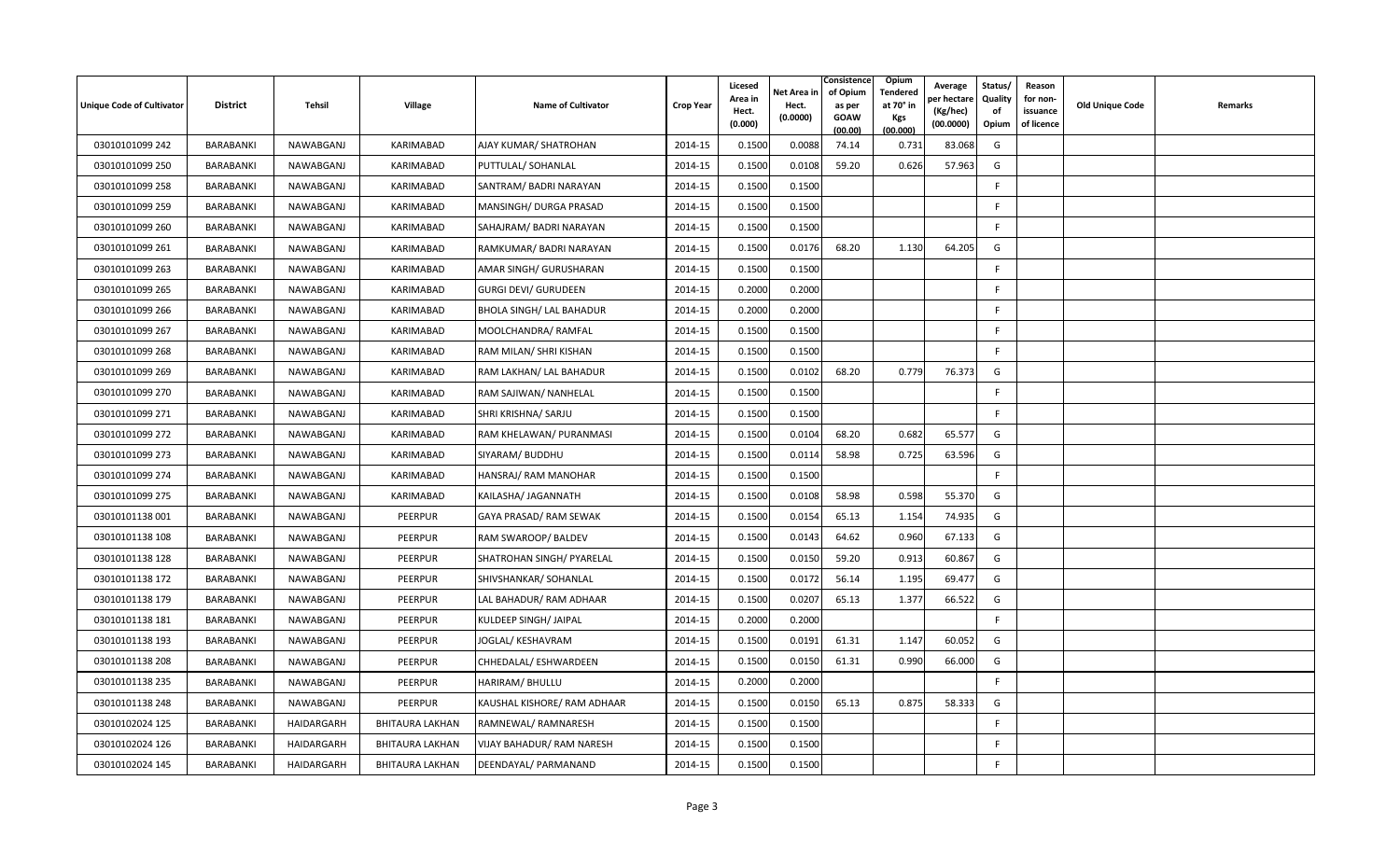| Unique Code of Cultivator | District | Tehsil | Village | Name of Cultivator | Crop Year | Licesed Area in Hect. (0.000) | Net Area in Hect. (0.0000) | Consistence of Opium as per GOAW (00.00) | Opium Tendered at 70° in Kgs (00.000) | Average per hectare (Kg/hec) (00.0000) | Status/ Quality of Opium | Reason for non-issuance of licence | Old Unique Code | Remarks |
|---|---|---|---|---|---|---|---|---|---|---|---|---|---|---|
| 03010101099 242 | BARABANKI | NAWABGANJ | KARIMABAD | AJAY KUMAR/ SHATROHAN | 2014-15 | 0.1500 | 0.0088 | 74.14 | 0.731 | 83.068 | G | | | |
| 03010101099 250 | BARABANKI | NAWABGANJ | KARIMABAD | PUTTULAL/ SOHANLAL | 2014-15 | 0.1500 | 0.0108 | 59.20 | 0.626 | 57.963 | G | | | |
| 03010101099 258 | BARABANKI | NAWABGANJ | KARIMABAD | SANTRAM/ BADRI NARAYAN | 2014-15 | 0.1500 | 0.1500 | | | | F | | | |
| 03010101099 259 | BARABANKI | NAWABGANJ | KARIMABAD | MANSINGH/ DURGA PRASAD | 2014-15 | 0.1500 | 0.1500 | | | | F | | | |
| 03010101099 260 | BARABANKI | NAWABGANJ | KARIMABAD | SAHAJRAM/ BADRI NARAYAN | 2014-15 | 0.1500 | 0.1500 | | | | F | | | |
| 03010101099 261 | BARABANKI | NAWABGANJ | KARIMABAD | RAMKUMAR/ BADRI NARAYAN | 2014-15 | 0.1500 | 0.0176 | 68.20 | 1.130 | 64.205 | G | | | |
| 03010101099 263 | BARABANKI | NAWABGANJ | KARIMABAD | AMAR SINGH/ GURUSHARAN | 2014-15 | 0.1500 | 0.1500 | | | | F | | | |
| 03010101099 265 | BARABANKI | NAWABGANJ | KARIMABAD | GURGI DEVI/ GURUDEEN | 2014-15 | 0.2000 | 0.2000 | | | | F | | | |
| 03010101099 266 | BARABANKI | NAWABGANJ | KARIMABAD | BHOLA SINGH/ LAL BAHADUR | 2014-15 | 0.2000 | 0.2000 | | | | F | | | |
| 03010101099 267 | BARABANKI | NAWABGANJ | KARIMABAD | MOOLCHANDRA/ RAMFAL | 2014-15 | 0.1500 | 0.1500 | | | | F | | | |
| 03010101099 268 | BARABANKI | NAWABGANJ | KARIMABAD | RAM MILAN/ SHRI KISHAN | 2014-15 | 0.1500 | 0.1500 | | | | F | | | |
| 03010101099 269 | BARABANKI | NAWABGANJ | KARIMABAD | RAM LAKHAN/ LAL BAHADUR | 2014-15 | 0.1500 | 0.0102 | 68.20 | 0.779 | 76.373 | G | | | |
| 03010101099 270 | BARABANKI | NAWABGANJ | KARIMABAD | RAM SAJIWAN/ NANHELAL | 2014-15 | 0.1500 | 0.1500 | | | | F | | | |
| 03010101099 271 | BARABANKI | NAWABGANJ | KARIMABAD | SHRI KRISHNA/ SARJU | 2014-15 | 0.1500 | 0.1500 | | | | F | | | |
| 03010101099 272 | BARABANKI | NAWABGANJ | KARIMABAD | RAM KHELAWAN/ PURANMASI | 2014-15 | 0.1500 | 0.0104 | 68.20 | 0.682 | 65.577 | G | | | |
| 03010101099 273 | BARABANKI | NAWABGANJ | KARIMABAD | SIYARAM/ BUDDHU | 2014-15 | 0.1500 | 0.0114 | 58.98 | 0.725 | 63.596 | G | | | |
| 03010101099 274 | BARABANKI | NAWABGANJ | KARIMABAD | HANSRAJ/ RAM MANOHAR | 2014-15 | 0.1500 | 0.1500 | | | | F | | | |
| 03010101099 275 | BARABANKI | NAWABGANJ | KARIMABAD | KAILASHA/ JAGANNATH | 2014-15 | 0.1500 | 0.0108 | 58.98 | 0.598 | 55.370 | G | | | |
| 03010101138 001 | BARABANKI | NAWABGANJ | PEERPUR | GAYA PRASAD/ RAM SEWAK | 2014-15 | 0.1500 | 0.0154 | 65.13 | 1.154 | 74.935 | G | | | |
| 03010101138 108 | BARABANKI | NAWABGANJ | PEERPUR | RAM SWAROOP/ BALDEV | 2014-15 | 0.1500 | 0.0143 | 64.62 | 0.960 | 67.133 | G | | | |
| 03010101138 128 | BARABANKI | NAWABGANJ | PEERPUR | SHATROHAN SINGH/ PYARELAL | 2014-15 | 0.1500 | 0.0150 | 59.20 | 0.913 | 60.867 | G | | | |
| 03010101138 172 | BARABANKI | NAWABGANJ | PEERPUR | SHIVSHANKAR/ SOHANLAL | 2014-15 | 0.1500 | 0.0172 | 56.14 | 1.195 | 69.477 | G | | | |
| 03010101138 179 | BARABANKI | NAWABGANJ | PEERPUR | LAL BAHADUR/ RAM ADHAAR | 2014-15 | 0.1500 | 0.0207 | 65.13 | 1.377 | 66.522 | G | | | |
| 03010101138 181 | BARABANKI | NAWABGANJ | PEERPUR | KULDEEP SINGH/ JAIPAL | 2014-15 | 0.2000 | 0.2000 | | | | F | | | |
| 03010101138 193 | BARABANKI | NAWABGANJ | PEERPUR | JOGLAL/ KESHAVRAM | 2014-15 | 0.1500 | 0.0191 | 61.31 | 1.147 | 60.052 | G | | | |
| 03010101138 208 | BARABANKI | NAWABGANJ | PEERPUR | CHHEDALAL/ ESHWARDEEN | 2014-15 | 0.1500 | 0.0150 | 61.31 | 0.990 | 66.000 | G | | | |
| 03010101138 235 | BARABANKI | NAWABGANJ | PEERPUR | HARIRAM/ BHULLU | 2014-15 | 0.2000 | 0.2000 | | | | F | | | |
| 03010101138 248 | BARABANKI | NAWABGANJ | PEERPUR | KAUSHAL KISHORE/ RAM ADHAAR | 2014-15 | 0.1500 | 0.0150 | 65.13 | 0.875 | 58.333 | G | | | |
| 03010102024 125 | BARABANKI | HAIDARGARH | BHITAURA LAKHAN | RAMNEWAL/ RAMNARESH | 2014-15 | 0.1500 | 0.1500 | | | | F | | | |
| 03010102024 126 | BARABANKI | HAIDARGARH | BHITAURA LAKHAN | VIJAY BAHADUR/ RAM NARESH | 2014-15 | 0.1500 | 0.1500 | | | | F | | | |
| 03010102024 145 | BARABANKI | HAIDARGARH | BHITAURA LAKHAN | DEENDAYAL/ PARMANAND | 2014-15 | 0.1500 | 0.1500 | | | | F | | | |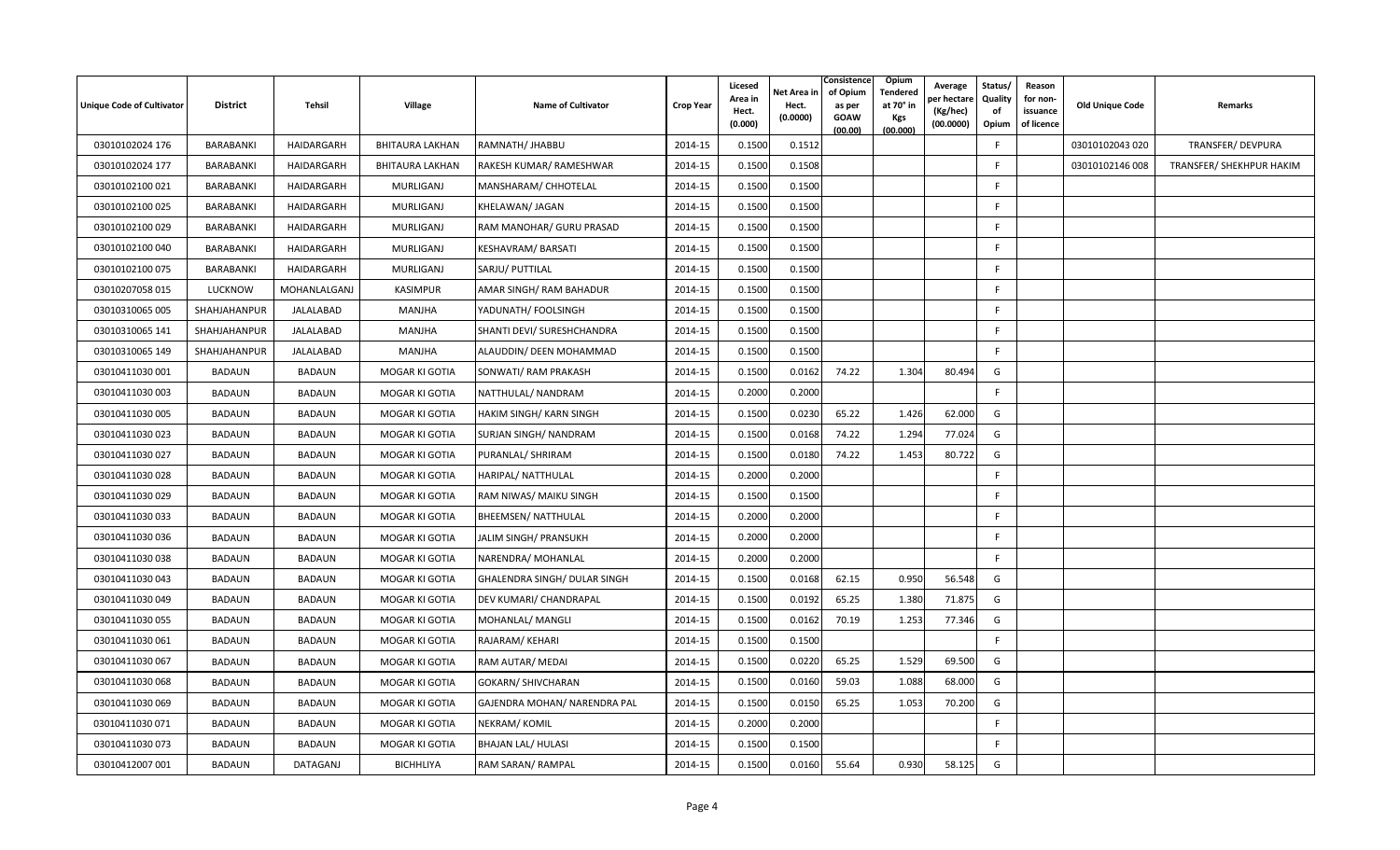| Unique Code of Cultivator | District | Tehsil | Village | Name of Cultivator | Crop Year | Licesed Area in Hect. (0.000) | Net Area in Hect. (0.0000) | Consistence of Opium as per GOAW (00.00) | Opium Tendered at 70° in Kgs (00.000) | Average per hectare (Kg/hec) (00.0000) | Status/ Quality of Opium | Reason for non-issuance of licence | Old Unique Code | Remarks |
|---|---|---|---|---|---|---|---|---|---|---|---|---|---|---|
| 03010102024 176 | BARABANKI | HAIDARGARH | BHITAURA LAKHAN | RAMNATH/ JHABBU | 2014-15 | 0.1500 | 0.1512 | | | | F | | 03010102043 020 | TRANSFER/ DEVPURA |
| 03010102024 177 | BARABANKI | HAIDARGARH | BHITAURA LAKHAN | RAKESH KUMAR/ RAMESHWAR | 2014-15 | 0.1500 | 0.1508 | | | | F | | 03010102146 008 | TRANSFER/ SHEKHPUR HAKIM |
| 03010102100 021 | BARABANKI | HAIDARGARH | MURLIGANJ | MANSHARAM/ CHHOTELAL | 2014-15 | 0.1500 | 0.1500 | | | | F | | | |
| 03010102100 025 | BARABANKI | HAIDARGARH | MURLIGANJ | KHELAWAN/ JAGAN | 2014-15 | 0.1500 | 0.1500 | | | | F | | | |
| 03010102100 029 | BARABANKI | HAIDARGARH | MURLIGANJ | RAM MANOHAR/ GURU PRASAD | 2014-15 | 0.1500 | 0.1500 | | | | F | | | |
| 03010102100 040 | BARABANKI | HAIDARGARH | MURLIGANJ | KESHAVRAM/ BARSATI | 2014-15 | 0.1500 | 0.1500 | | | | F | | | |
| 03010102100 075 | BARABANKI | HAIDARGARH | MURLIGANJ | SARJU/ PUTTILAL | 2014-15 | 0.1500 | 0.1500 | | | | F | | | |
| 03010207058 015 | LUCKNOW | MOHANLALGANJ | KASIMPUR | AMAR SINGH/ RAM BAHADUR | 2014-15 | 0.1500 | 0.1500 | | | | F | | | |
| 03010310065 005 | SHAHJAHANPUR | JALALABAD | MANJHA | YADUNATH/ FOOLSINGH | 2014-15 | 0.1500 | 0.1500 | | | | F | | | |
| 03010310065 141 | SHAHJAHANPUR | JALALABAD | MANJHA | SHANTI DEVI/ SURESHCHANDRA | 2014-15 | 0.1500 | 0.1500 | | | | F | | | |
| 03010310065 149 | SHAHJAHANPUR | JALALABAD | MANJHA | ALAUDDIN/ DEEN MOHAMMAD | 2014-15 | 0.1500 | 0.1500 | | | | F | | | |
| 03010411030 001 | BADAUN | BADAUN | MOGAR KI GOTIA | SONWATI/ RAM PRAKASH | 2014-15 | 0.1500 | 0.0162 | 74.22 | 1.304 | 80.494 | G | | | |
| 03010411030 003 | BADAUN | BADAUN | MOGAR KI GOTIA | NATTHULAL/ NANDRAM | 2014-15 | 0.2000 | 0.2000 | | | | F | | | |
| 03010411030 005 | BADAUN | BADAUN | MOGAR KI GOTIA | HAKIM SINGH/ KARN SINGH | 2014-15 | 0.1500 | 0.0230 | 65.22 | 1.426 | 62.000 | G | | | |
| 03010411030 023 | BADAUN | BADAUN | MOGAR KI GOTIA | SURJAN SINGH/ NANDRAM | 2014-15 | 0.1500 | 0.0168 | 74.22 | 1.294 | 77.024 | G | | | |
| 03010411030 027 | BADAUN | BADAUN | MOGAR KI GOTIA | PURANLAL/ SHRIRAM | 2014-15 | 0.1500 | 0.0180 | 74.22 | 1.453 | 80.722 | G | | | |
| 03010411030 028 | BADAUN | BADAUN | MOGAR KI GOTIA | HARIPAL/ NATTHULAL | 2014-15 | 0.2000 | 0.2000 | | | | F | | | |
| 03010411030 029 | BADAUN | BADAUN | MOGAR KI GOTIA | RAM NIWAS/ MAIKU SINGH | 2014-15 | 0.1500 | 0.1500 | | | | F | | | |
| 03010411030 033 | BADAUN | BADAUN | MOGAR KI GOTIA | BHEEMSEN/ NATTHULAL | 2014-15 | 0.2000 | 0.2000 | | | | F | | | |
| 03010411030 036 | BADAUN | BADAUN | MOGAR KI GOTIA | JALIM SINGH/ PRANSUKH | 2014-15 | 0.2000 | 0.2000 | | | | F | | | |
| 03010411030 038 | BADAUN | BADAUN | MOGAR KI GOTIA | NARENDRA/ MOHANLAL | 2014-15 | 0.2000 | 0.2000 | | | | F | | | |
| 03010411030 043 | BADAUN | BADAUN | MOGAR KI GOTIA | GHALENDRA SINGH/ DULAR SINGH | 2014-15 | 0.1500 | 0.0168 | 62.15 | 0.950 | 56.548 | G | | | |
| 03010411030 049 | BADAUN | BADAUN | MOGAR KI GOTIA | DEV KUMARI/ CHANDRAPAL | 2014-15 | 0.1500 | 0.0192 | 65.25 | 1.380 | 71.875 | G | | | |
| 03010411030 055 | BADAUN | BADAUN | MOGAR KI GOTIA | MOHANLAL/ MANGLI | 2014-15 | 0.1500 | 0.0162 | 70.19 | 1.253 | 77.346 | G | | | |
| 03010411030 061 | BADAUN | BADAUN | MOGAR KI GOTIA | RAJARAM/ KEHARI | 2014-15 | 0.1500 | 0.1500 | | | | F | | | |
| 03010411030 067 | BADAUN | BADAUN | MOGAR KI GOTIA | RAM AUTAR/ MEDAI | 2014-15 | 0.1500 | 0.0220 | 65.25 | 1.529 | 69.500 | G | | | |
| 03010411030 068 | BADAUN | BADAUN | MOGAR KI GOTIA | GOKARN/ SHIVCHARAN | 2014-15 | 0.1500 | 0.0160 | 59.03 | 1.088 | 68.000 | G | | | |
| 03010411030 069 | BADAUN | BADAUN | MOGAR KI GOTIA | GAJENDRA MOHAN/ NARENDRA PAL | 2014-15 | 0.1500 | 0.0150 | 65.25 | 1.053 | 70.200 | G | | | |
| 03010411030 071 | BADAUN | BADAUN | MOGAR KI GOTIA | NEKRAM/ KOMIL | 2014-15 | 0.2000 | 0.2000 | | | | F | | | |
| 03010411030 073 | BADAUN | BADAUN | MOGAR KI GOTIA | BHAJAN LAL/ HULASI | 2014-15 | 0.1500 | 0.1500 | | | | F | | | |
| 03010412007 001 | BADAUN | DATAGANJ | BICHHLIYA | RAM SARAN/ RAMPAL | 2014-15 | 0.1500 | 0.0160 | 55.64 | 0.930 | 58.125 | G | | | |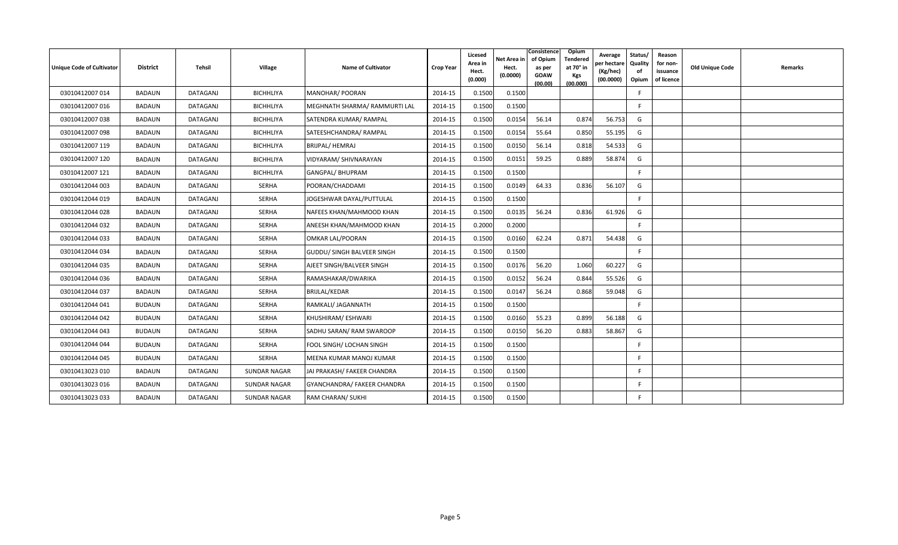| Unique Code of Cultivator | District | Tehsil | Village | Name of Cultivator | Crop Year | Licesed Area in Hect. (0.000) | Net Area in Hect. (0.0000) | Consistence of Opium as per GOAW (00.00) | Opium Tendered at 70° in Kgs (00.000) | Average per hectare (Kg/hec) (00.0000) | Status/ Quality of Opium | Reason for non-issuance of licence | Old Unique Code | Remarks |
|---|---|---|---|---|---|---|---|---|---|---|---|---|---|---|
| 03010412007 014 | BADAUN | DATAGANJ | BICHHLIYA | MANOHAR/ POORAN | 2014-15 | 0.1500 | 0.1500 | | | | F | | | |
| 03010412007 016 | BADAUN | DATAGANJ | BICHHLIYA | MEGHNATH SHARMA/ RAMMURTI LAL | 2014-15 | 0.1500 | 0.1500 | | | | F | | | |
| 03010412007 038 | BADAUN | DATAGANJ | BICHHLIYA | SATENDRA KUMAR/ RAMPAL | 2014-15 | 0.1500 | 0.0154 | 56.14 | 0.874 | 56.753 | G | | | |
| 03010412007 098 | BADAUN | DATAGANJ | BICHHLIYA | SATEESHCHANDRA/ RAMPAL | 2014-15 | 0.1500 | 0.0154 | 55.64 | 0.850 | 55.195 | G | | | |
| 03010412007 119 | BADAUN | DATAGANJ | BICHHLIYA | BRIJPAL/ HEMRAJ | 2014-15 | 0.1500 | 0.0150 | 56.14 | 0.818 | 54.533 | G | | | |
| 03010412007 120 | BADAUN | DATAGANJ | BICHHLIYA | VIDYARAM/ SHIVNARAYAN | 2014-15 | 0.1500 | 0.0151 | 59.25 | 0.889 | 58.874 | G | | | |
| 03010412007 121 | BADAUN | DATAGANJ | BICHHLIYA | GANGPAL/ BHUPRAM | 2014-15 | 0.1500 | 0.1500 | | | | F | | | |
| 03010412044 003 | BADAUN | DATAGANJ | SERHA | POORAN/CHADDAMI | 2014-15 | 0.1500 | 0.0149 | 64.33 | 0.836 | 56.107 | G | | | |
| 03010412044 019 | BADAUN | DATAGANJ | SERHA | JOGESHWAR DAYAL/PUTTULAL | 2014-15 | 0.1500 | 0.1500 | | | | F | | | |
| 03010412044 028 | BADAUN | DATAGANJ | SERHA | NAFEES KHAN/MAHMOOD KHAN | 2014-15 | 0.1500 | 0.0135 | 56.24 | 0.836 | 61.926 | G | | | |
| 03010412044 032 | BADAUN | DATAGANJ | SERHA | ANEESH KHAN/MAHMOOD KHAN | 2014-15 | 0.2000 | 0.2000 | | | | F | | | |
| 03010412044 033 | BADAUN | DATAGANJ | SERHA | OMKAR LAL/POORAN | 2014-15 | 0.1500 | 0.0160 | 62.24 | 0.871 | 54.438 | G | | | |
| 03010412044 034 | BADAUN | DATAGANJ | SERHA | GUDDU/ SINGH BALVEER SINGH | 2014-15 | 0.1500 | 0.1500 | | | | F | | | |
| 03010412044 035 | BADAUN | DATAGANJ | SERHA | AJEET SINGH/BALVEER SINGH | 2014-15 | 0.1500 | 0.0176 | 56.20 | 1.060 | 60.227 | G | | | |
| 03010412044 036 | BADAUN | DATAGANJ | SERHA | RAMASHAKAR/DWARIKA | 2014-15 | 0.1500 | 0.0152 | 56.24 | 0.844 | 55.526 | G | | | |
| 03010412044 037 | BADAUN | DATAGANJ | SERHA | BRIJLAL/KEDAR | 2014-15 | 0.1500 | 0.0147 | 56.24 | 0.868 | 59.048 | G | | | |
| 03010412044 041 | BUDAUN | DATAGANJ | SERHA | RAMKALI/ JAGANNATH | 2014-15 | 0.1500 | 0.1500 | | | | F | | | |
| 03010412044 042 | BUDAUN | DATAGANJ | SERHA | KHUSHIRAM/ ESHWARI | 2014-15 | 0.1500 | 0.0160 | 55.23 | 0.899 | 56.188 | G | | | |
| 03010412044 043 | BUDAUN | DATAGANJ | SERHA | SADHU SARAN/ RAM SWAROOP | 2014-15 | 0.1500 | 0.0150 | 56.20 | 0.883 | 58.867 | G | | | |
| 03010412044 044 | BUDAUN | DATAGANJ | SERHA | FOOL SINGH/ LOCHAN SINGH | 2014-15 | 0.1500 | 0.1500 | | | | F | | | |
| 03010412044 045 | BUDAUN | DATAGANJ | SERHA | MEENA KUMAR MANOJ KUMAR | 2014-15 | 0.1500 | 0.1500 | | | | F | | | |
| 03010413023 010 | BADAUN | DATAGANJ | SUNDAR NAGAR | JAI PRAKASH/ FAKEER CHANDRA | 2014-15 | 0.1500 | 0.1500 | | | | F | | | |
| 03010413023 016 | BADAUN | DATAGANJ | SUNDAR NAGAR | GYANCHANDRA/ FAKEER CHANDRA | 2014-15 | 0.1500 | 0.1500 | | | | F | | | |
| 03010413023 033 | BADAUN | DATAGANJ | SUNDAR NAGAR | RAM CHARAN/ SUKHI | 2014-15 | 0.1500 | 0.1500 | | | | F | | | |